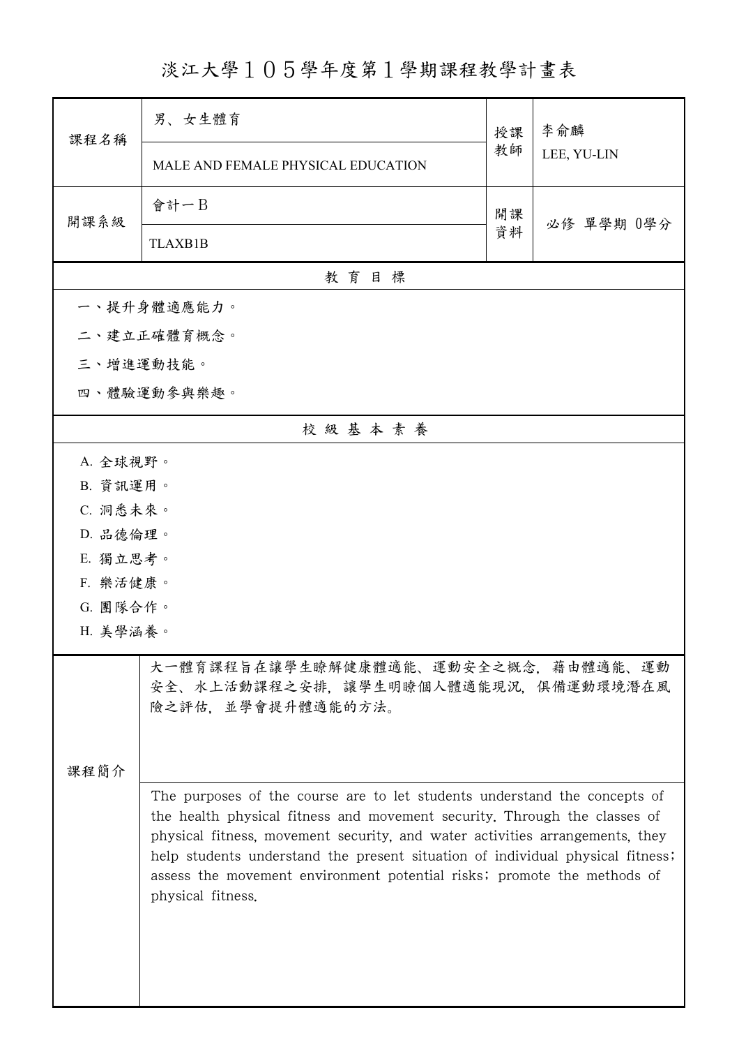# 淡江大學１０５學年度第１學期課程教學計畫表

| 課程名稱 | 男、女生體育<br>MALE AND FEMALE PHYSICAL EDUCATION | 授課教師 | 李俞麟<br>LEE, YU-LIN |
|---|---|---|---|
| 開課系級 | 會計一B<br>TLAXB1B | 開課資料 | 必修 單學期 0學分 |

## 教 育 目 標

一、提升身體適應能力。

二、建立正確體育概念。

三、增進運動技能。

四、體驗運動參與樂趣。

## 校 級 基 本 素 養

A. 全球視野。

B. 資訊運用。

C. 洞悉未來。

D. 品德倫理。

E. 獨立思考。

F. 樂活健康。

G. 團隊合作。

H. 美學涵養。

## 課程簡介

大一體育課程旨在讓學生瞭解健康體適能、運動安全之概念，藉由體適能、運動安全、水上活動課程之安排，讓學生明瞭個人體適能現況，俱備運動環境潛在風險之評估，並學會提升體適能的方法。

The purposes of the course are to let students understand the concepts of the health physical fitness and movement security. Through the classes of physical fitness, movement security, and water activities arrangements, they help students understand the present situation of individual physical fitness; assess the movement environment potential risks; promote the methods of physical fitness.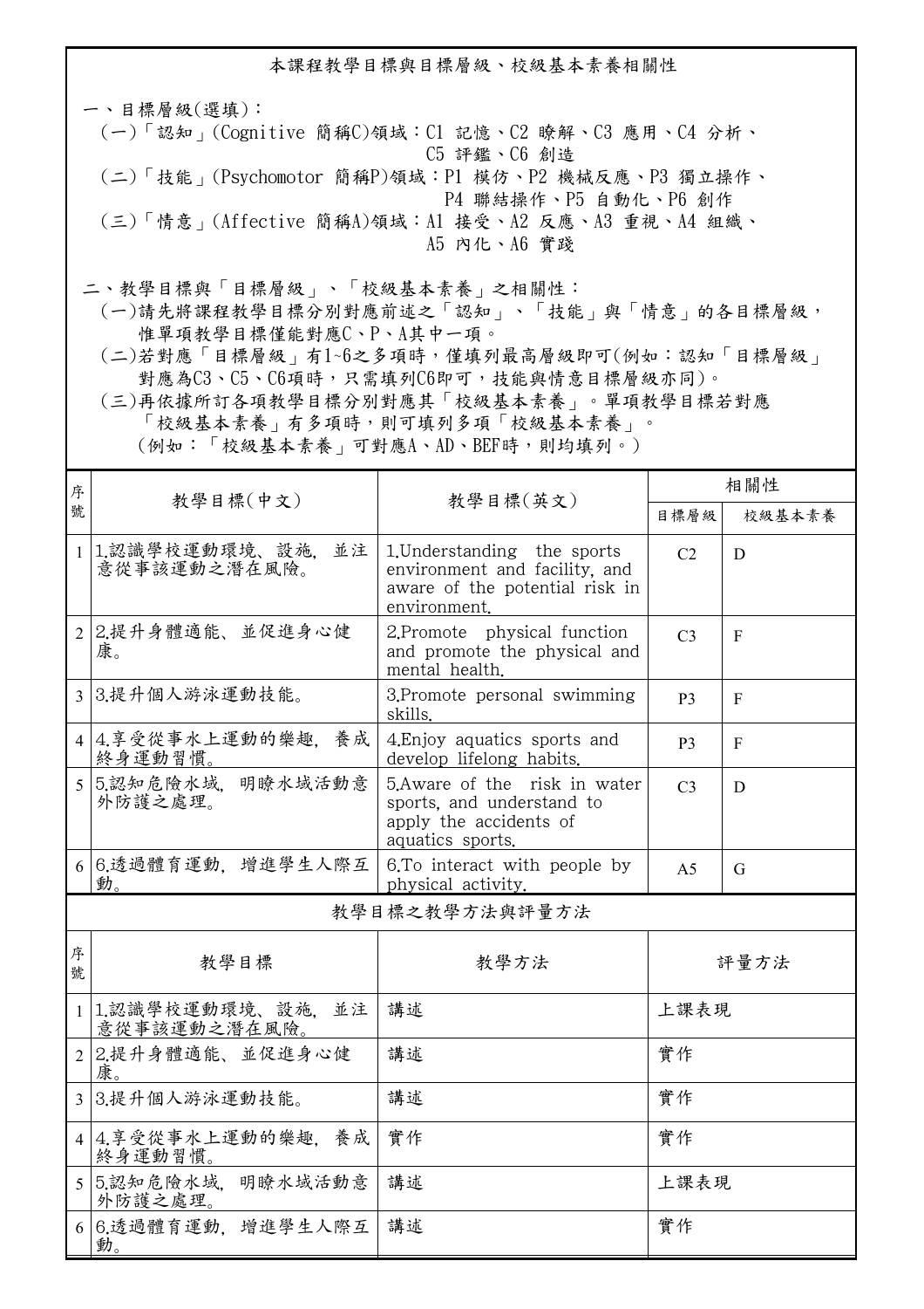## 本課程教學目標與目標層級、校級基本素養相關性

一、目標層級(選填)：

(一)「認知」(Cognitive 簡稱C)領域：C1 記憶、C2 瞭解、C3 應用、C4 分析、C5 評鑑、C6 創造

(二)「技能」(Psychomotor 簡稱P)領域：P1 模仿、P2 機械反應、P3 獨立操作、P4 聯結操作、P5 自動化、P6 創作

(三)「情意」(Affective 簡稱A)領域：A1 接受、A2 反應、A3 重視、A4 組織、A5 內化、A6 實踐

二、教學目標與「目標層級」、「校級基本素養」之相關性：

(一)請先將課程教學目標分別對應前述之「認知」、「技能」與「情意」的各目標層級，惟單項教學目標僅能對應C、P、A其中一項。

(二)若對應「目標層級」有1~6之多項時，僅填列最高層級即可(例如：認知「目標層級」對應為C3、C5、C6項時，只需填列C6即可，技能與情意目標層級亦同)。

(三)再依據所訂各項教學目標分別對應其「校級基本素養」。單項教學目標若對應「校級基本素養」有多項時，則可填列多項「校級基本素養」。(例如：「校級基本素養」可對應A、AD、BEF時，則均填列。)

| 序號 | 教學目標(中文) | 教學目標(英文) | 相關性 | |
|---|---|---|---|---|
| | | | 目標層級 | 校級基本素養 |
| 1 | 1.認識學校運動環境、設施，並注意從事該運動之潛在風險。 | 1.Understanding the sports environment and facility, and aware of the potential risk in environment. | C2 | D |
| 2 | 2.提升身體適能、並促進身心健康。 | 2.Promote physical function and promote the physical and mental health. | C3 | F |
| 3 | 3.提升個人游泳運動技能。 | 3.Promote personal swimming skills. | P3 | F |
| 4 | 4.享受從事水上運動的樂趣，養成終身運動習慣。 | 4.Enjoy aquatics sports and develop lifelong habits. | P3 | F |
| 5 | 5.認知危險水域，明瞭水域活動意外防護之處理。 | 5.Aware of the risk in water sports, and understand to apply the accidents of aquatics sports. | C3 | D |
| 6 | 6.透過體育運動，增進學生人際互動。 | 6.To interact with people by physical activity. | A5 | G |

## 教學目標之教學方法與評量方法

| 序號 | 教學目標 | 教學方法 | 評量方法 |
|---|---|---|---|
| 1 | 1.認識學校運動環境、設施，並注意從事該運動之潛在風險。 | 講述 | 上課表現 |
| 2 | 2.提升身體適能、並促進身心健康。 | 講述 | 實作 |
| 3 | 3.提升個人游泳運動技能。 | 講述 | 實作 |
| 4 | 4.享受從事水上運動的樂趣，養成終身運動習慣。 | 實作 | 實作 |
| 5 | 5.認知危險水域，明瞭水域活動意外防護之處理。 | 講述 | 上課表現 |
| 6 | 6.透過體育運動，增進學生人際互動。 | 講述 | 實作 |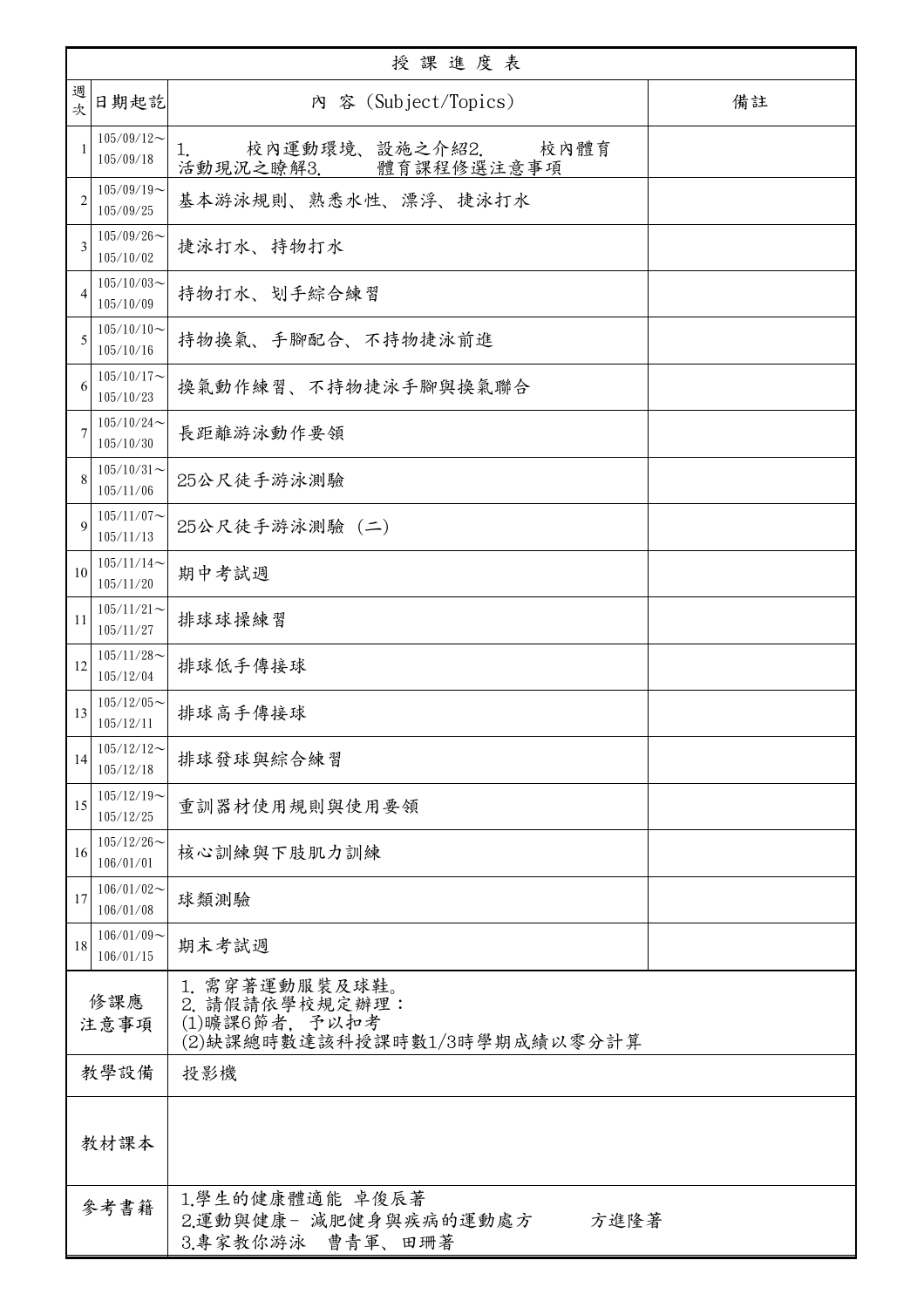# 授課進度表

| 週次 | 日期起訖 | 內 容 (Subject/Topics) | 備註 |
|---|---|---|---|
| 1 | 105/09/12～105/09/18 | 1. 校內運動環境、設施之介紹2. 校內體育活動現況之瞭解3. 體育課程修選注意事項 | |
| 2 | 105/09/19～105/09/25 | 基本游泳規則、熟悉水性、漂浮、捷泳打水 | |
| 3 | 105/09/26～105/10/02 | 捷泳打水、持物打水 | |
| 4 | 105/10/03～105/10/09 | 持物打水、划手綜合練習 | |
| 5 | 105/10/10～105/10/16 | 持物換氣、手腳配合、不持物捷泳前進 | |
| 6 | 105/10/17～105/10/23 | 換氣動作練習、不持物捷泳手腳與換氣聯合 | |
| 7 | 105/10/24～105/10/30 | 長距離游泳動作要領 | |
| 8 | 105/10/31～105/11/06 | 25公尺徒手游泳測驗 | |
| 9 | 105/11/07～105/11/13 | 25公尺徒手游泳測驗 (二) | |
| 10 | 105/11/14～105/11/20 | 期中考試週 | |
| 11 | 105/11/21～105/11/27 | 排球球操練習 | |
| 12 | 105/11/28～105/12/04 | 排球低手傳接球 | |
| 13 | 105/12/05～105/12/11 | 排球高手傳接球 | |
| 14 | 105/12/12～105/12/18 | 排球發球與綜合練習 | |
| 15 | 105/12/19～105/12/25 | 重訓器材使用規則與使用要領 | |
| 16 | 105/12/26～106/01/01 | 核心訓練與下肢肌力訓練 | |
| 17 | 106/01/02～106/01/08 | 球類測驗 | |
| 18 | 106/01/09～106/01/15 | 期末考試週 | |
| 修課應注意事項 | | 1. 需穿著運動服裝及球鞋。<br>2. 請假請依學校規定辦理：<br>(1)曠課6節者，予以扣考<br>(2)缺課總時數達該科授課時數1/3時學期成績以零分計算 | |
| 教學設備 | | 投影機 | |
| 教材課本 | | | |
| 參考書籍 | | 1.學生的健康體適能 卓俊辰著<br>2.運動與健康- 減肥健身與疾病的運動處方 方進隆著<br>3.專家教你游泳 曹青軍、田珊著 | |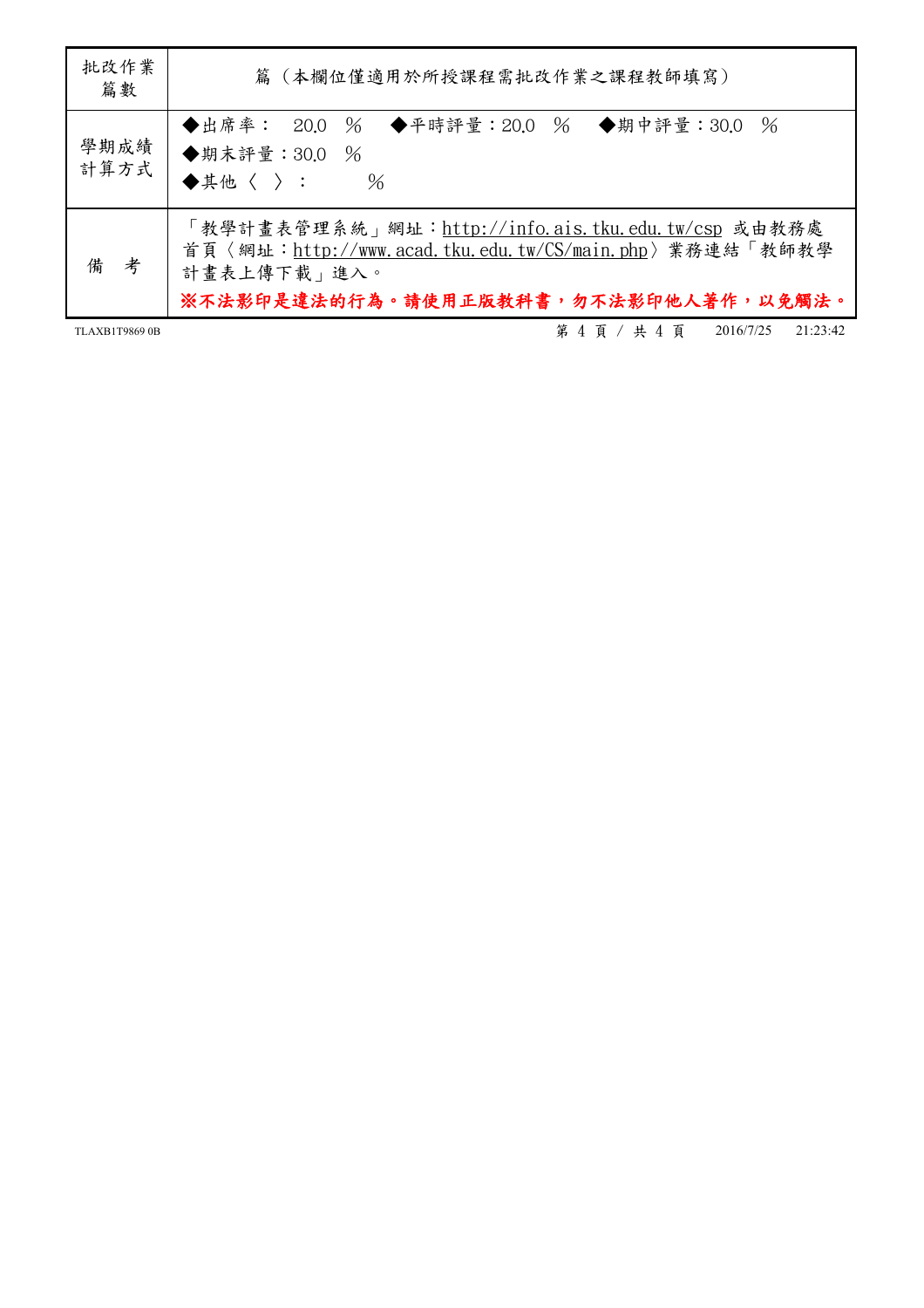| | |
|---|---|
| 批改作業篇數 | 篇（本欄位僅適用於所授課程需批改作業之課程教師填寫） |
| 學期成績計算方式 | ◆出席率： 20.0 ％　◆平時評量：20.0 ％　◆期中評量：30.0 ％<br>◆期末評量：30.0 ％<br>◆其他〈 〉： ％ |
| 備　考 | 「教學計畫表管理系統」網址：http://info.ais.tku.edu.tw/csp 或由教務處首頁〈網址：http://www.acad.tku.edu.tw/CS/main.php〉業務連結「教師教學計畫表上傳下載」進入。<br>**※不法影印是違法的行為。請使用正版教科書，勿不法影印他人著作，以免觸法。** |

TLAXB1T9869 0B　　2016/7/25　21:23:42